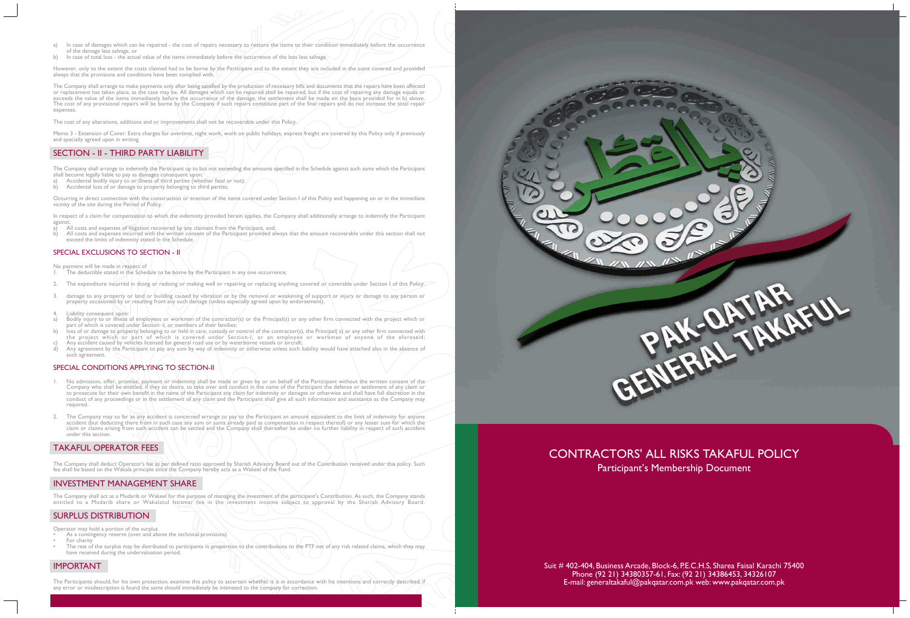a) In case of damages which can be repaired - the cost of repairs necessary to restore the items to their condition immediately before the occurrence of the damage less salvage, or
b) In case of total loss - the actual value of the items immediately before the occurrence of the loss less salvage.

However, only to the extent the costs claimed had to be borne by the Participant and to the extent they are included in the sums covered and provided always that the provisions and conditions have been complied with.

The Company shall arrange to make payments only after being satisfied by the production of necessary bills and documents that the repairs have been affected or replacement has taken place, as the case may be. All damages which can be repaired shall be repaired, but if the cost of repairing any damage equals or exceeds the value of the items immediately before the occurrence of the damage, the settlement shall be made on the basis provided for in b) above. The cost of any provisional repairs will be borne by the Company if such repairs constitute part of the final repairs and do not increase the total repair expenses.

The cost of any alterations, additions and or improvements shall not be recoverable under this Policy.

Memo 3 - Extension of Cover: Extra charges for overtime, night work, work on public holidays, express freight are covered by this Policy only if previously and specially agreed upon in writing.

## SECTION - II - THIRD PARTY LIABILITY

The Company shall arrange to indemnify the Participant up to but not exceeding the amounts specified in the Schedule against such sums which the Participant shall become legally liable to pay as damages consequent upon:

a) Accidental bodily injury to or illness of third parties (whether fatal or not);
b) Accidental loss of or damage to property belonging to third parties;

Occurring in direct connection with the construction or erection of the items covered under Section I of this Policy and happening on or in the immediate vicinity of the site during the Period of Policy.

In respect of a claim for compensation to which the indemnity provided herein applies, the Company shall additionally arrange to indemnify the Participant against:

a) All costs and expenses of litigation recovered by any claimant from the Participant, and;
b) All costs and expenses incurred with the written consent of the Participant provided always that the amount recoverable under this section shall not exceed the limits of indemnity stated in the Schedule.

### SPECIAL EXCLUSIONS TO SECTION - II

No payment will be made in respect of

1. The deductible stated in the Schedule to be borne by the Participant in any one occurrence;
2. The expenditure incurred in doing or redoing or making well or repairing or replacing anything covered or coverable under Section I of this Policy.
3. damage to any property or land or building caused by vibration or by the removal or weakening of support or injury or damage to any person or property occasioned by or resulting from any such damage (unless especially agreed upon by endorsement).
4. Liability consequent upon:
   a) Bodily injury to or illness of employees or workmen of the contractor(s) or the Principal(s) or any other firm connected with the project which or part of which is covered under Section -I, or members of their families;
   b) loss of or damage to property belonging to or held in care, custody or control of the contractor(s), the Principal( s) or any other firm connected with the project which or part of which is covered under Section-I, or an employee or workman of anyone of the aforesaid;
   c) Any accident caused by vehicles licensed for general road use or by waterborne vessels or aircraft;
   d) Any agreement by the Participant to pay any sum by way of indemnity or otherwise unless such liability would have attached also in the absence of such agreement.

### SPECIAL CONDITIONS APPLYING TO SECTION-II

1. No admission, offer, promise, payment or indemnity shall be made or given by or on behalf of the Participant without the written consent of the Company who shall be entitled, if they so desire, to take over and conduct in the name of the Participant the defense or settlement of any claim or to prosecute for their own benefit in the name of the Participant any claim for indemnity or damages or otherwise and shall have full discretion in the conduct of any proceedings or in the settlement of any claim and the Participant shall give all such information and assistance as the Company may required.
2. The Company may so far as any accident is concerned arrange to pay to the Participant an amount equivalent to the limit of indemnity for anyone accident (but deducting there from in such case any sum or sums already paid as compensation in respect thereof) or any lesser sum for which the claim or claims arising from such accident can be settled and the Company shall thereafter be under no further liability in respect of such accident under this section.

## TAKAFUL OPERATOR FEES

The Company shall deduct Operator's fee as per defined ratio approved by Shariah Advisory Board out of the Contribution received under this policy. Such fee shall be based on the Wakala principle since the Company hereby acts as a Wakeel of the Fund.

## INVESTMENT MANAGEMENT SHARE

The Company shall act as a Mudarib or Wakeel for the purpose of managing the investment of the participant's Contribution. As such, the Company stands entitled to a Mudarib share or Wakalatul Istismar fee in the investment income subject to approval by the Shariah Advisory Board.

## SURPLUS DISTRIBUTION

Operator may hold a portion of the surplus

- As a contingency reserve (over and above the technical provisions)
- For charity
- The rest of the surplus may be distributed to participants in proportion to the contributions to the PTF net of any risk related claims, which they may have received during the undervaluation period.

## IMPORTANT

The Participants should, for his own protection, examine this policy to ascertain whether it is in accordance with his intentions and correctly described, if any error or misdescription is found the same should immediately be intimated to the company for correction.

PAK-QATAR GENERAL TAKAFUL

# CONTRACTORS' ALL RISKS TAKAFUL POLICY

Participant's Membership Document

Suit # 402-404, Business Arcade, Block-6, P.E.C.H.S, Sharea Faisal Karachi 75400
Phone (92 21) 34380357-61, Fax: (92 21) 34386453, 34326107
E-mail: generaltakaful@pakqatar.com.pk web: www.pakqatar.com.pk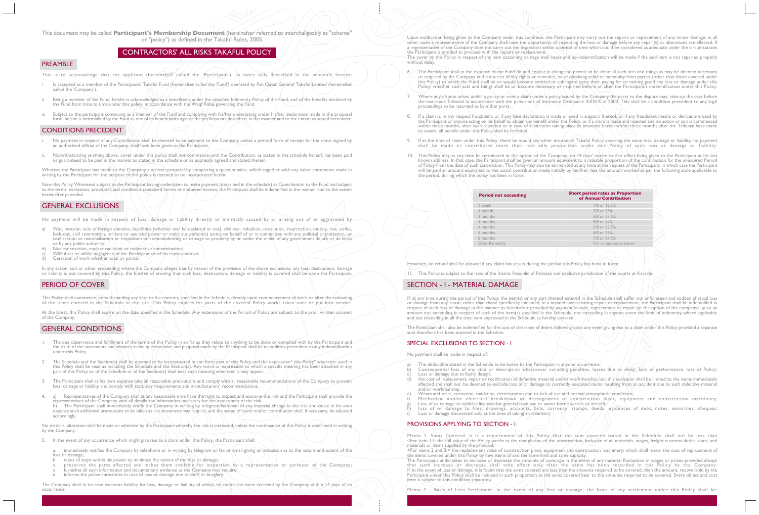This document may be called **Participant's Membership Document** (hereinafter referred to interchallgeably as "scheme" or "policy") as defined in the Takaful Rules, 2005.

# CONTRACTORS' ALL RISKS TAKAFUL POLICY

## PREAMBLE

This is to acknowledge that the applicant (hereinafter called the 'Participant'), as more fully described in the schedule hereto:

- i Is accepted as a member of the Participants' Takaful Fund (hereinafter called the 'Fund') operated by Pak Qatar General Takaful Limited (herein after called the 'Company').
- ii Being a member of the Fund, he/she is acknowledged as a beneficiary under the attached Indemnity Policy of the Fund, and of the benefits declared by the Fund from time to time under this policy, in accordance with the Waqf Rules governing the Fund.
- iii Subject to the participant continuing as a member of the Fund and complying with his/her undertaking under his/her declaration made in the proposal form, he/she is indemnified by the Fund as one of its beneficiaries against the perils/events described, in the manner and to the extent as stated hereunder.

## CONDITIONS PRECEDENT

- i. No payment in respect of any Contribution shall be deemed to be payment to the Company unless a printed form of receipt for the same, signed by an authorized official of the Company, shall have been given to the Participant.
- ii. Notwithstanding anything above, cover under this policy shall not commence until the Contribution, as stated in the schedule hereof, has been paid or guaranteed to be paid in the manner as stated in the schedule or as expressly agreed and stated therein.

Whereas the Participant has made to the Company a written proposal by completing a questionnaire, which together with any other statements made in writing by the Participant for the purpose of this policy is deemed to be incorporated herein.

Now this Policy Witnessed subject to the Participant having undertaken to make payment (described in the schedule) as Contribution to the Fund and subject to the terms, exclusions, provisions and conditions contained herein or endorsed hereon, the Participant shall be indemnified in the manner and to the extent hereinafter provided.

## GENERAL EXCLUSIONS

No payment will be made in respect of loss, damage or liability directly or indirectly caused by or arising out of or aggravated by

- a) War, invasion, acts of foreign enemies, hostilities (whether war be declared or not), civil war, rebellion, revolution, insurrection, mutiny, riot, strike, lock-out, civil commotion, military or usurped power or malicious person(s) acting on behalf of or in connection with any political organization, or confiscation or nationalization or requisition or commandeering or damage to property by or under the order of any government dejure or de facto or by any public authority;
- b) Nuclear reaction, nuclear radiation or radioactive contamination;
- c) Willful act or willful negligence of the Participant or of his representative;
- d) Cessation of work whether total or partial.

In any action, suit or other proceeding where the Company alleges that by reason of the provision of the above exclusions, any loss, destruction, damage or liability is not covered by this Policy, the burden of proving that such loss, destruction, damage or liability is covered shall be upon the Participant.

## PERIOD OF COVER

This Policy shall commence, notwithstanding any date to the contrary specified in the Schedule, directly upon commencement of work or after the unloading of the items entered in the Schedule at the site. This Policy expires for parts of the covered Policy works taken over or put into service.

At the latest, this Policy shall expire on the date specified in the Schedule. Any extensions of the Period of Policy are subject to the prior written consent of the Company.

## GENERAL CONDITIONS

1. The due observance and fulfillment of the terms of this Policy in so far as they relate to anything to be done or complied with by the Participant and the truth of the statements and answers in the questionnaire and proposal made by the Participant shall be a condition precedent to any indemnification under this Policy.
2. The Schedule and the Section(s) shall be deemed to be incorporated in and form part of this Policy and the expression" this Policy" wherever used in this Policy shall be read as including the Schedule and the Section(s). Any word or expression to which a specific meaning has been attached in any part of this Policy or of the Schedule or of the Section(s) shall bear such meaning wherever it may appear.
3. The Participant shall at his own expense take all reasonable precautions and comply with all reasonable recommendations of the Company to prevent loss, damage or liability and comply with statutory requirements and manufacturers' recommendations.
4. a) Representatives of the Company shall at any reasonable time have the right to inspect and examine the risk and the Participant shall provide the representatives of the Company with all details and information necessary for the assessment of the risk.

   b) The Participant shall immediately notify the Company in writing by telegram/fax/email of any material change in the risk and cause at his own expense such additional precautions to be taken as circumstances may require, and the scope of cover and/or contribution shall, if necessary, be adjusted accordingly.

No material alteration shall be made or admitted by the Participant whereby the risk is increased, unless the continuance of this Policy is confirmed in writing by the Company.

5. In the event of any occurrence which might give rise to a claim under this Policy, the Participant shall:

   a. immediately notifies the Company by telephone or in writing by telegram or fax or email giving an indication as to the nature and extent of the loss or damage;
   b. takes all steps within his power to minimize the extent of the loss or damage;
   c. preserves the parts affected and makes them available for inspection by a representative or surveyor of the Company;
   d. furnishes all such information and documentary evidence as the Company may require;
   e. informs the police authorities in case of loss or damage due to theft or burglary.

The Company shall in no case warrants liability for loss, damage or liability of which, no notice has been received by the Company within 14 days of its occurrence.

Upon notification being given to the Company under this condition, the Participant may carry out the repairs or replacement of any minor damage; in all other cases a representative of the Company shall have the opportunity of inspecting the loss or damage before any repair(s) or alterations are effected. If a representative of the Company does not carry out the inspection within a period of time which could be considered as adequate under the circumstances the Participant is entitled to proceed with the repairs or replacement.

The cover by this Policy in respect of any item sustaining damage shall cease and no indemnification will be made if the said item is not repaired properly without delay.

6. The Participant shall at the expense of the Fund do and concur in doing and permit to be done all such acts and things as may be deemed necessary or required by the Company in the interest of any rights or remedies, or of obtaining relief or indemnity from parties (other than those covered under this Policy) to which the Fund shall be or would become entitled or subrogate upon their paying for or making good any loss or damage under this Policy, whether such acts and things shall be or become necessary or required before or after the Participant's indemnification under this Policy.
7. Where any dispute arises under a policy or over a claim under a policy issued by the Company the party to the dispute may, take-up the case before the Insurance Tribunal in accordance with the provisions of Insurance Ordinance XXXIX of 2000. This shall be a condition precedent to any legal proceedings to be resorted to by either party.
8. If a claim is, in any respect fraudulent, or if any false declaration is made or used in support thereof, or if any fraudulent means or devices are used by the Participant or anyone acting on his behalf to obtain any benefit under this Policy, or if a claim is made and rejected and no action or suit is commenced within three months, after such rejection or in case of arbitration taking place as provided herein within three months after the Tribunal have made its award, all benefit under this Policy shall be forfeited.
9. If at the time of claim under this Policy, there be would any other insurance/ Takaful Policy covering the same loss, damage or liability, no payment shall be made or contributed more than rateable proportion under this Policy of such loss or damage or liability.
10. This Policy may at any time be terminated at the option of the Company, on 14 days' notice to that effect being given to the Participant at his last known address. In that case, the Participant shall be given an amount equivalent to a rateable proportion of the contribution for the unexpired Period of Policy from the date of such cancellation. This Policy may also be terminated at any time at the request of the Participant, in which case the Participant will be paid an amount equivalent to the actual contribution made initially by him/her, less the amount worked as per the following scale applicable to the period, during which the policy has been in force:

| Period not exceeding | Short period rates as Proportion of Annual Contribution |
|---|---|
| 1 week | 1/8 or 12.5% |
| 1 month | 2/8 or 25% |
| 2 months | 3/8 or 37.5% |
| 3 months | 4/8 or 50% |
| 4 months | 5/8 or 62.5% |
| 6 months | 6/8 or 75% |
| 8 months | 7/8 or 87.5% |
| Over 8 months | Full annual contribution |

However, no refund shall be allowed if any claim has arisen during the period this Policy has been in force.

11. This Policy is subject to the laws of the Islamic Republic of Pakistan and exclusive jurisdiction of the courts at Karachi.

## SECTION - I - MATERIAL DAMAGE

If, at any time during the period of this Policy, the item(s) or any part thereof entered in the Schedule shall suffer any unforeseen and sudden physical loss or damage from any cause, other than those specifically excluded, in a manner necessitating repair or replacement, the Participant shall be indemnified in respect of such loss or damage in the manner as hereinafter provided by payment in cash, replacement or repair (at the option of the company) up to an amount not exceeding in respect of each of the item(s) specified in the Schedule, not exceeding in anyone event the limit of indemnity where applicable and not exceeding in all the total sum expressed in the Schedule as hereby covered.

The Participant shall also be indemnified for the cost of clearance of debris following upon any event giving rise to a claim under this Policy provided a separate sum therefore has been entered in the Schedule.

### SPECIAL EXCLUSIONS TO SECTION - I

No payment shall be made in respect of:

- a) The deductible stated in the Schedule to be borne by the Participant in anyone occurrence;
- b) Consequential loss of any kind or description whatsoever including penalties, losses due to delay, lack of performance, loss of Policy;
- c) Loss or damage due to faulty design;
- d) the cost of replacement, repair or rectification of defective material and/or workmanship, but this exclusion shall be limited to the items immediately affected and shall not .be deemed to exclude loss of or damage to correctly executed items resulting from an accident due to such defective material and/or workmanship;
- e) Wears and tears, corrosion, oxidation, deterioration due to lack of use and normal atmospheric conditions;
- f) Mechanical and/or electrical breakdown or derangement of construction plant, equipment and construction machinery;
- g) Loss of or damage to vehicles licensed for general road use or water borne vessels or aircraft;
- h) loss of or damage to files, drawings, accounts, bills, currency, stamps, deeds, evidences of debt, notes, securities, cheques;
- i) Loss or damage discovered only at the time of taking an inventory.

### PROVISIONS APPLYING TO SECTION - I

Memo 1. Sums Covered: it is a requirement of this Policy that the sum covered stated in the Schedule shall not be less than <For item 1:> the full value of the Policy works at the completion of the construction, inclusive of all materials, wages, freight customs dues, and materials or items supplied by the principal;

<For items 2 and 3:> the replacement value of construction plant, equipment and construction machinery; which shall mean; the cost of replacement of the items covered under this Policy by new items of the same kind and same capacity;

The Participant undertakes to increase or decrease the amounts of coverage in the event of any material fluctuation in wages or prices provided always that such increase or decrease shall take effect only after the same has been recorded in this Policy by the Company. If, in the event of loss or damage, it is found that the sums covered are less than the amounts required to be covered, then the amount, recoverable by the Participant under this Policy shall be reduced in such proportion as the sums covered bear to the amounts required to be covered. Every object and cost item is subject to this condition separately.

Memo 2 - Basis of Loss Settlement: In the event of any loss or damage, the basis of any settlement under this Policy shall be: